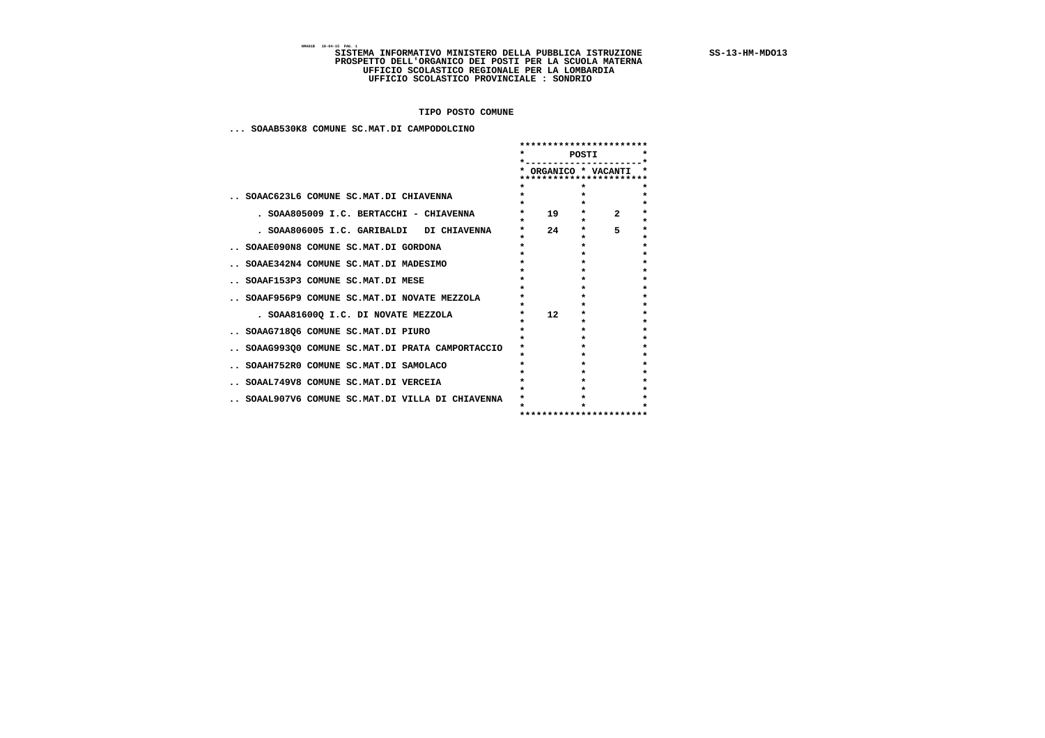HMA01B 10-04-15 PAG. 1

**SISTEMA INFORMATIVO MINISTERO DELLA PUBBLICA ISTRUZIONE** **SS-13-HM-MDO13**

**PROSPETTO DELL'ORGANICO DEI POSTI PER LA SCUOLA MATERNA**

**UFFICIO SCOLASTICO REGIONALE PER LA LOMBARDIA**

**UFFICIO SCOLASTICO PROVINCIALE : SONDRIO**

**TIPO POSTO COMUNE**

**... SOAAB530K8 COMUNE SC.MAT.DI CAMPODOLCINO**

| | POSTI | |
|---|---|---|
| | ORGANICO | VACANTI |
| .. SOAAC623L6 COMUNE SC.MAT.DI CHIAVENNA | | |
| . SOAA805009 I.C. BERTACCHI - CHIAVENNA | 19 | 2 |
| . SOAA806005 I.C. GARIBALDI DI CHIAVENNA | 24 | 5 |
| .. SOAAE090N8 COMUNE SC.MAT.DI GORDONA | | |
| .. SOAAE342N4 COMUNE SC.MAT.DI MADESIMO | | |
| .. SOAAF153P3 COMUNE SC.MAT.DI MESE | | |
| .. SOAAF956P9 COMUNE SC.MAT.DI NOVATE MEZZOLA | | |
| . SOAA81600Q I.C. DI NOVATE MEZZOLA | 12 | |
| .. SOAAG718Q6 COMUNE SC.MAT.DI PIURO | | |
| .. SOAAG993Q0 COMUNE SC.MAT.DI PRATA CAMPORTACCIO | | |
| .. SOAAH752R0 COMUNE SC.MAT.DI SAMOLACO | | |
| .. SOAAL749V8 COMUNE SC.MAT.DI VERCEIA | | |
| .. SOAAL907V6 COMUNE SC.MAT.DI VILLA DI CHIAVENNA | | |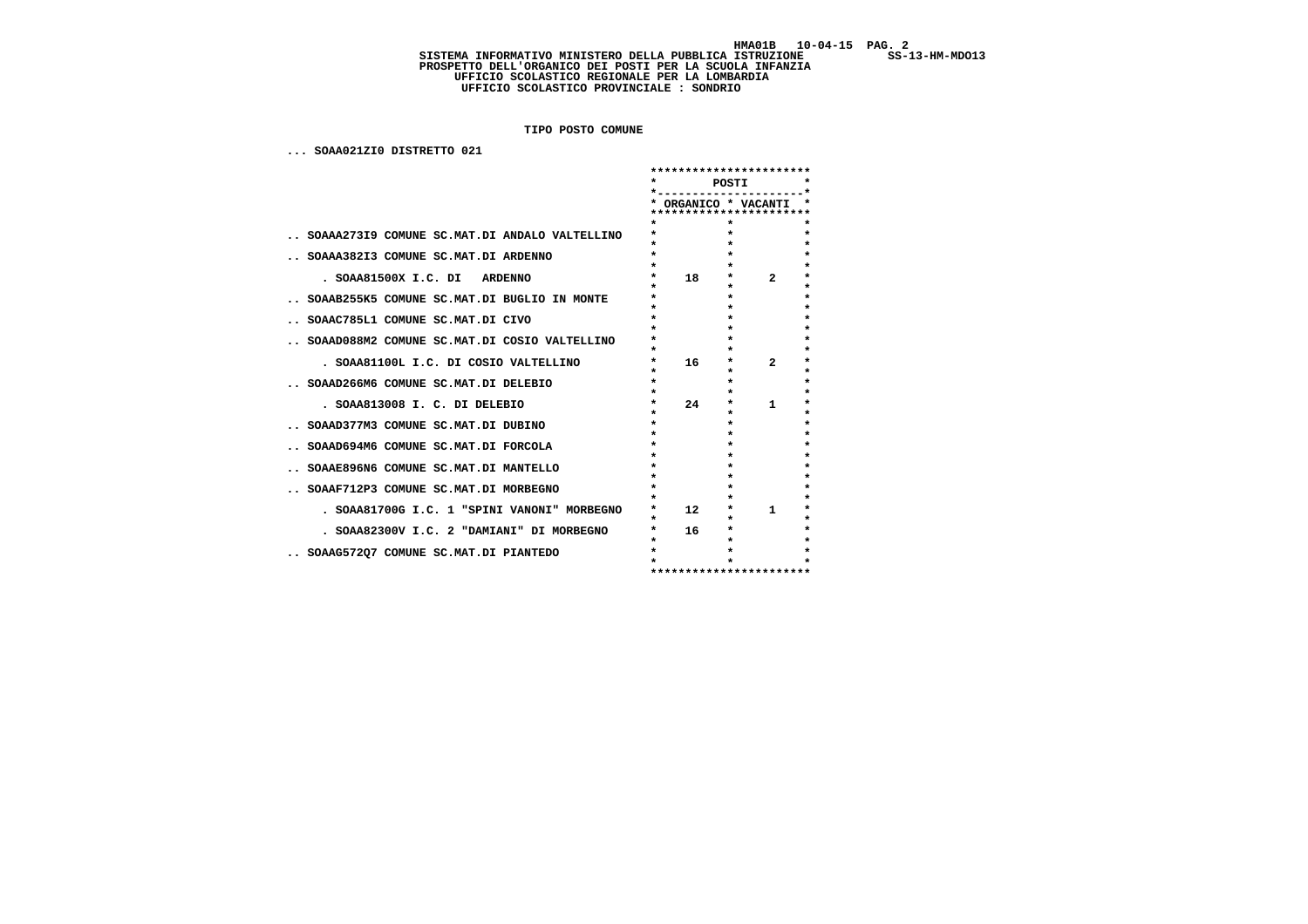SISTEMA INFORMATIVO MINISTERO DELLA PUBBLICA ISTRUZIONE

PROSPETTO DELL'ORGANICO DEI POSTI PER LA SCUOLA INFANZIA

UFFICIO SCOLASTICO REGIONALE PER LA LOMBARDIA

UFFICIO SCOLASTICO PROVINCIALE : SONDRIO

**TIPO POSTO COMUNE**

... SOAA021ZI0 DISTRETTO 021

| | POSTI | |
|---|---|---|
| | ORGANICO | VACANTI |
| .. SOAAA273I9 COMUNE SC.MAT.DI ANDALO VALTELLINO | | |
| .. SOAAA382I3 COMUNE SC.MAT.DI ARDENNO | | |
| . SOAA81500X I.C. DI ARDENNO | 18 | 2 |
| .. SOAAB255K5 COMUNE SC.MAT.DI BUGLIO IN MONTE | | |
| .. SOAAC785L1 COMUNE SC.MAT.DI CIVO | | |
| .. SOAAD088M2 COMUNE SC.MAT.DI COSIO VALTELLINO | | |
| . SOAA81100L I.C. DI COSIO VALTELLINO | 16 | 2 |
| .. SOAAD266M6 COMUNE SC.MAT.DI DELEBIO | | |
| . SOAA813008 I. C. DI DELEBIO | 24 | 1 |
| .. SOAAD377M3 COMUNE SC.MAT.DI DUBINO | | |
| .. SOAAD694M6 COMUNE SC.MAT.DI FORCOLA | | |
| .. SOAAE896N6 COMUNE SC.MAT.DI MANTELLO | | |
| .. SOAAF712P3 COMUNE SC.MAT.DI MORBEGNO | | |
| . SOAA81700G I.C. 1 "SPINI VANONI" MORBEGNO | 12 | 1 |
| . SOAA82300V I.C. 2 "DAMIANI" DI MORBEGNO | 16 | |
| .. SOAAG572Q7 COMUNE SC.MAT.DI PIANTEDO | | |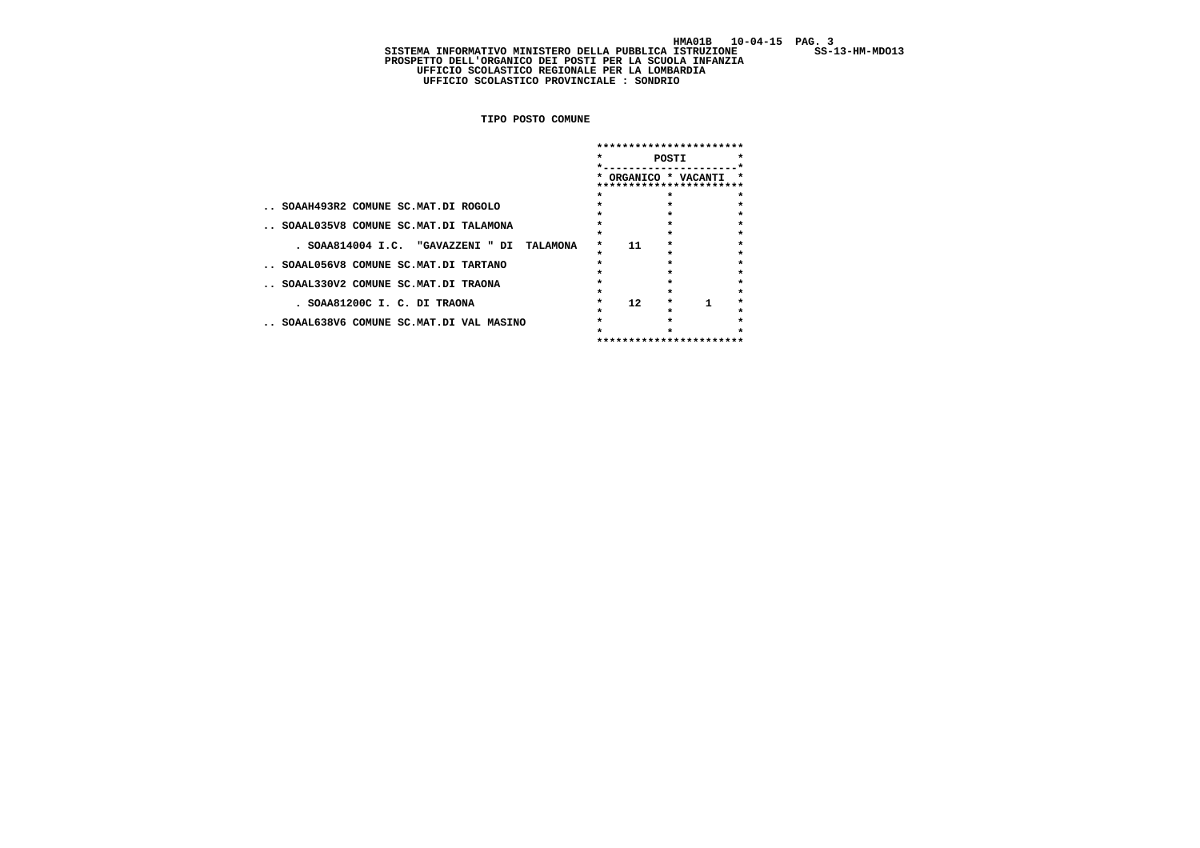HMA01B 10-04-15

SISTEMA INFORMATIVO MINISTERO DELLA PUBBLICA ISTRUZIONE SS-13-HM-MDO13

PROSPETTO DELL'ORGANICO DEI POSTI PER LA SCUOLA INFANZIA

UFFICIO SCOLASTICO REGIONALE PER LA LOMBARDIA

UFFICIO SCOLASTICO PROVINCIALE : SONDRIO

TIPO POSTO COMUNE

| | POSTI | |
|---|---|---|
| | ORGANICO | VACANTI |
| .. SOAAH493R2 COMUNE SC.MAT.DI ROGOLO | | |
| .. SOAAL035V8 COMUNE SC.MAT.DI TALAMONA | | |
| . SOAA814004 I.C. "GAVAZZENI " DI TALAMONA | 11 | |
| .. SOAAL056V8 COMUNE SC.MAT.DI TARTANO | | |
| .. SOAAL330V2 COMUNE SC.MAT.DI TRAONA | | |
| . SOAA81200C I. C. DI TRAONA | 12 | 1 |
| .. SOAAL638V6 COMUNE SC.MAT.DI VAL MASINO | | |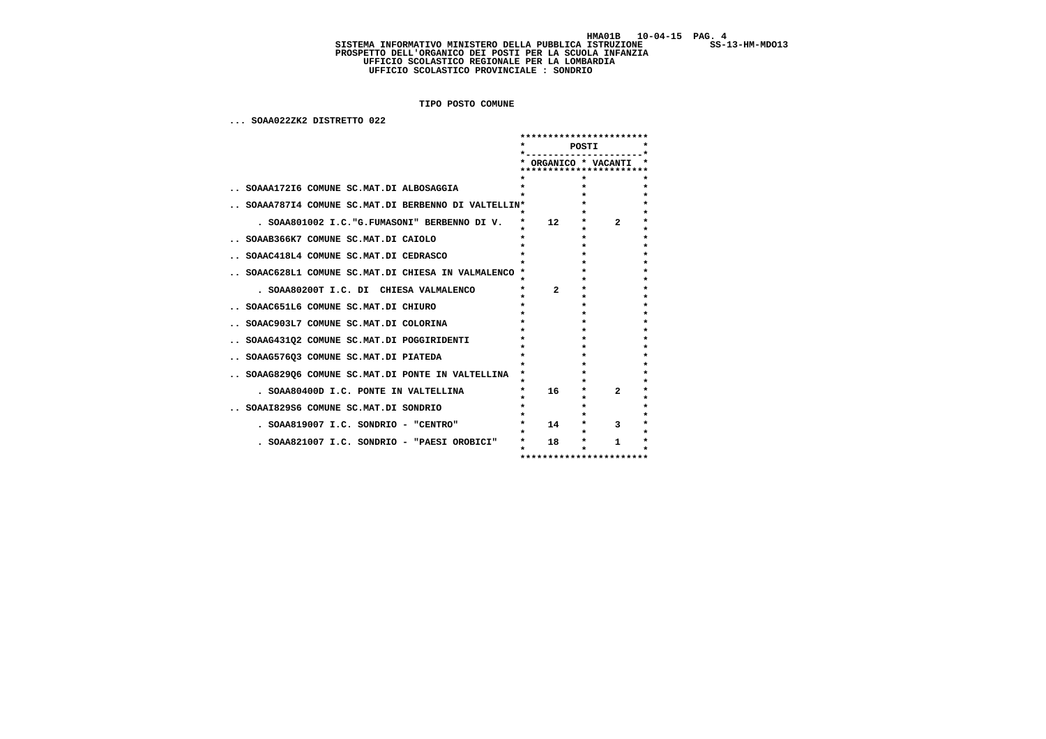**SISTEMA INFORMATIVO MINISTERO DELLA PUBBLICA ISTRUZIONE**
**PROSPETTO DELL'ORGANICO DEI POSTI PER LA SCUOLA INFANZIA**
**UFFICIO SCOLASTICO REGIONALE PER LA LOMBARDIA**
**UFFICIO SCOLASTICO PROVINCIALE : SONDRIO**

HMA01B 10-04-15 SS-13-HM-MDO13

**TIPO POSTO COMUNE**

... SOAA022ZK2 DISTRETTO 022

| | POSTI | |
|---|---|---|
| | ORGANICO | VACANTI |
| .. SOAAA172I6 COMUNE SC.MAT.DI ALBOSAGGIA | | |
| .. SOAAA787I4 COMUNE SC.MAT.DI BERBENNO DI VALTELLIN | | |
| . SOAA801002 I.C."G.FUMASONI" BERBENNO DI V. | 12 | 2 |
| .. SOAAB366K7 COMUNE SC.MAT.DI CAIOLO | | |
| .. SOAAC418L4 COMUNE SC.MAT.DI CEDRASCO | | |
| .. SOAAC628L1 COMUNE SC.MAT.DI CHIESA IN VALMALENCO | | |
| . SOAA80200T I.C. DI CHIESA VALMALENCO | 2 | |
| .. SOAAC651L6 COMUNE SC.MAT.DI CHIURO | | |
| .. SOAAC903L7 COMUNE SC.MAT.DI COLORINA | | |
| .. SOAAG431Q2 COMUNE SC.MAT.DI POGGIRIDENTI | | |
| .. SOAAG576Q3 COMUNE SC.MAT.DI PIATEDA | | |
| .. SOAAG829Q6 COMUNE SC.MAT.DI PONTE IN VALTELLINA | | |
| . SOAA80400D I.C. PONTE IN VALTELLINA | 16 | 2 |
| .. SOAAI829S6 COMUNE SC.MAT.DI SONDRIO | | |
| . SOAA819007 I.C. SONDRIO - "CENTRO" | 14 | 3 |
| . SOAA821007 I.C. SONDRIO - "PAESI OROBICI" | 18 | 1 |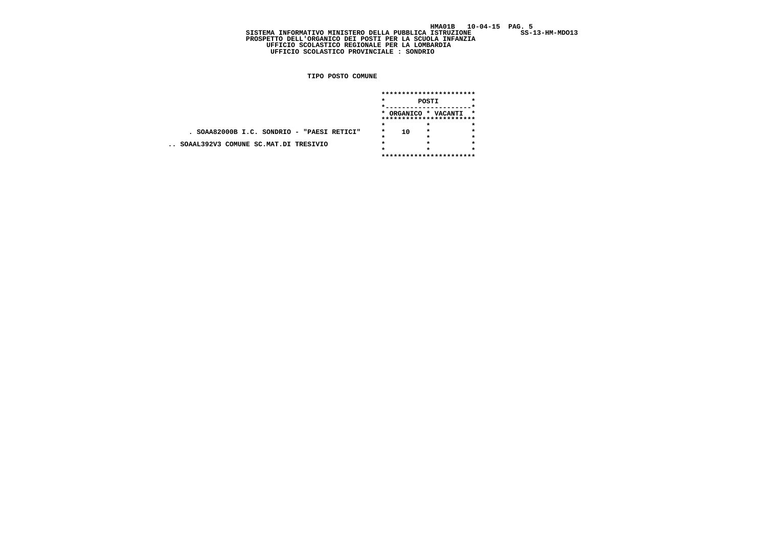SISTEMA INFORMATIVO MINISTERO DELLA PUBBLICA ISTRUZIONE

PROSPETTO DELL'ORGANICO DEI POSTI PER LA SCUOLA INFANZIA

UFFICIO SCOLASTICO REGIONALE PER LA LOMBARDIA

UFFICIO SCOLASTICO PROVINCIALE : SONDRIO

**TIPO POSTO COMUNE**

| | POSTI | |
|---|---|---|
| | ORGANICO | VACANTI |
| . SOAA82000B I.C. SONDRIO - "PAESI RETICI" | 10 | |
| .. SOAAL392V3 COMUNE SC.MAT.DI TRESIVIO | | |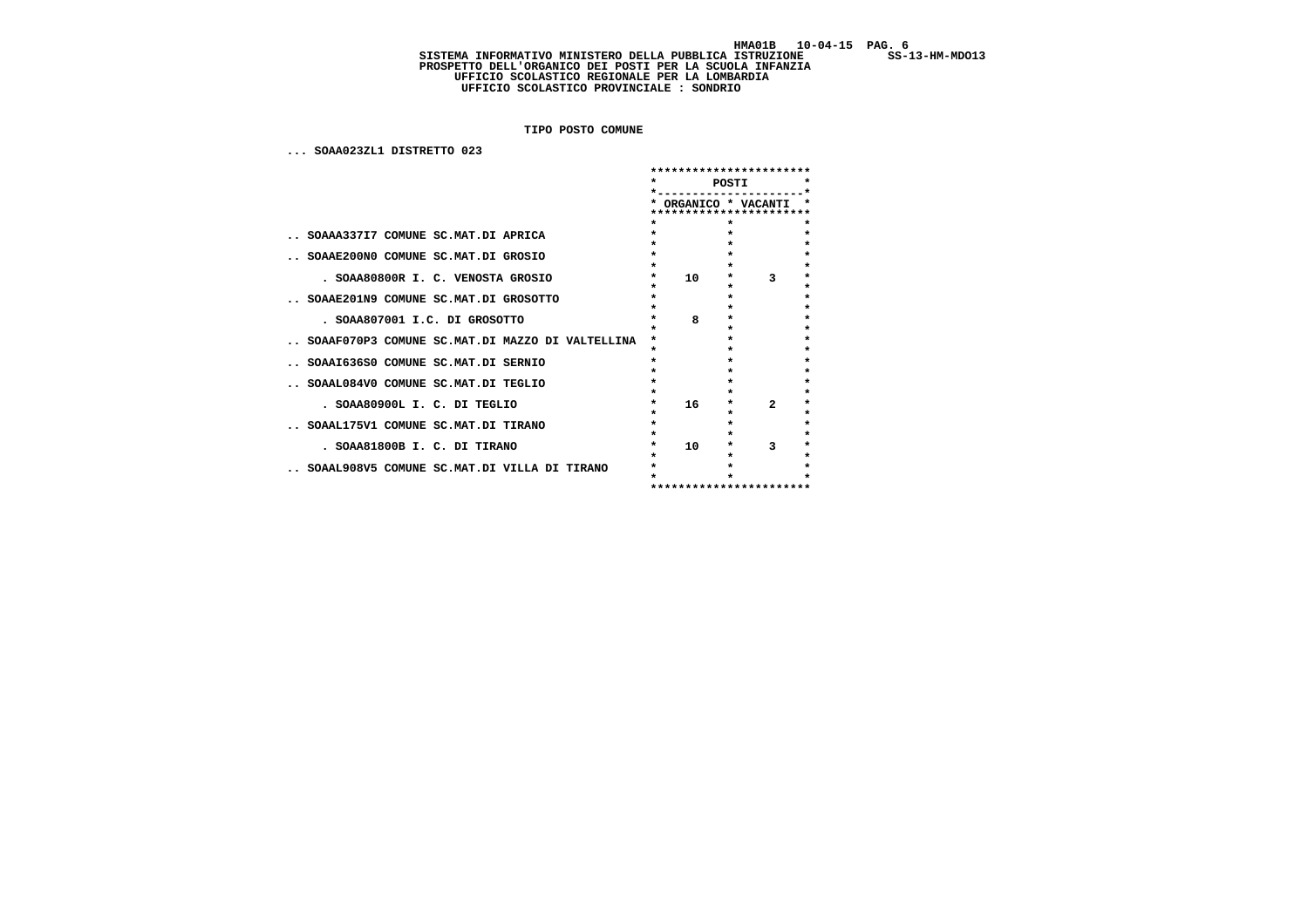SISTEMA INFORMATIVO MINISTERO DELLA PUBBLICA ISTRUZIONE

PROSPETTO DELL'ORGANICO DEI POSTI PER LA SCUOLA INFANZIA

UFFICIO SCOLASTICO REGIONALE PER LA LOMBARDIA

UFFICIO SCOLASTICO PROVINCIALE : SONDRIO

**TIPO POSTO COMUNE**

... SOAA023ZL1 DISTRETTO 023

| | POSTI | |
|---|---|---|
| | ORGANICO | VACANTI |
| .. SOAAA337I7 COMUNE SC.MAT.DI APRICA | | |
| .. SOAAE200N0 COMUNE SC.MAT.DI GROSIO | | |
| . SOAA80800R I. C. VENOSTA GROSIO | 10 | 3 |
| .. SOAAE201N9 COMUNE SC.MAT.DI GROSOTTO | | |
| . SOAA807001 I.C. DI GROSOTTO | 8 | |
| .. SOAAF070P3 COMUNE SC.MAT.DI MAZZO DI VALTELLINA | | |
| .. SOAAI636S0 COMUNE SC.MAT.DI SERNIO | | |
| .. SOAAL084V0 COMUNE SC.MAT.DI TEGLIO | | |
| . SOAA80900L I. C. DI TEGLIO | 16 | 2 |
| .. SOAAL175V1 COMUNE SC.MAT.DI TIRANO | | |
| . SOAA81800B I. C. DI TIRANO | 10 | 3 |
| .. SOAAL908V5 COMUNE SC.MAT.DI VILLA DI TIRANO | | |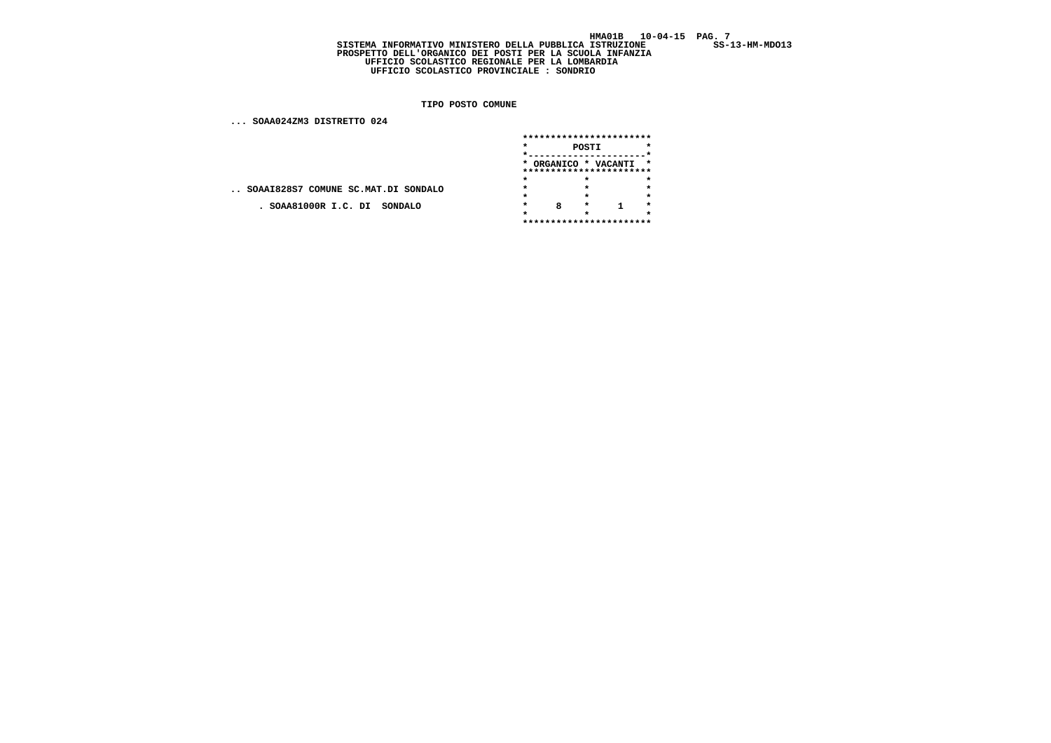HMA01B 10-04-15

**SISTEMA INFORMATIVO MINISTERO DELLA PUBBLICA ISTRUZIONE** SS-13-HM-MDO13

**PROSPETTO DELL'ORGANICO DEI POSTI PER LA SCUOLA INFANZIA**

**UFFICIO SCOLASTICO REGIONALE PER LA LOMBARDIA**

**UFFICIO SCOLASTICO PROVINCIALE : SONDRIO**

**TIPO POSTO COMUNE**

**... SOAA024ZM3 DISTRETTO 024**

| | POSTI | |
|---|---|---|
| | ORGANICO | VACANTI |
| .. SOAAI828S7 COMUNE SC.MAT.DI SONDALO | | |
| . SOAA81000R I.C. DI SONDALO | 8 | 1 |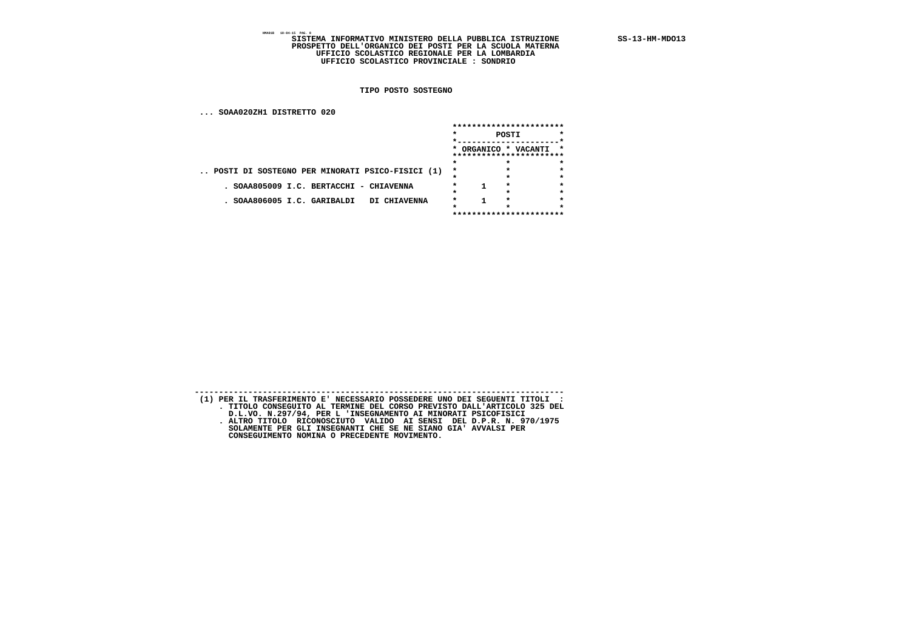**SISTEMA INFORMATIVO MINISTERO DELLA PUBBLICA ISTRUZIONE** SS-13-HM-MDO13
**PROSPETTO DELL'ORGANICO DEI POSTI PER LA SCUOLA MATERNA**
**UFFICIO SCOLASTICO REGIONALE PER LA LOMBARDIA**
**UFFICIO SCOLASTICO PROVINCIALE : SONDRIO**

**TIPO POSTO SOSTEGNO**

**... SOAA020ZH1 DISTRETTO 020**

| | POSTI | |
|---|---|---|
| | ORGANICO | VACANTI |
| .. POSTI DI SOSTEGNO PER MINORATI PSICO-FISICI (1) | | |
| . SOAA805009 I.C. BERTACCHI - CHIAVENNA | 1 | |
| . SOAA806005 I.C. GARIBALDI DI CHIAVENNA | 1 | |

---

(1) PER IL TRASFERIMENTO E' NECESSARIO POSSEDERE UNO DEI SEGUENTI TITOLI :
. TITOLO CONSEGUITO AL TERMINE DEL CORSO PREVISTO DALL'ARTICOLO 325 DEL D.L.VO. N.297/94, PER L 'INSEGNAMENTO AI MINORATI PSICOFISICI
. ALTRO TITOLO RICONOSCIUTO VALIDO AI SENSI DEL D.P.R. N. 970/1975 SOLAMENTE PER GLI INSEGNANTI CHE SE NE SIANO GIA' AVVALSI PER CONSEGUIMENTO NOMINA O PRECEDENTE MOVIMENTO.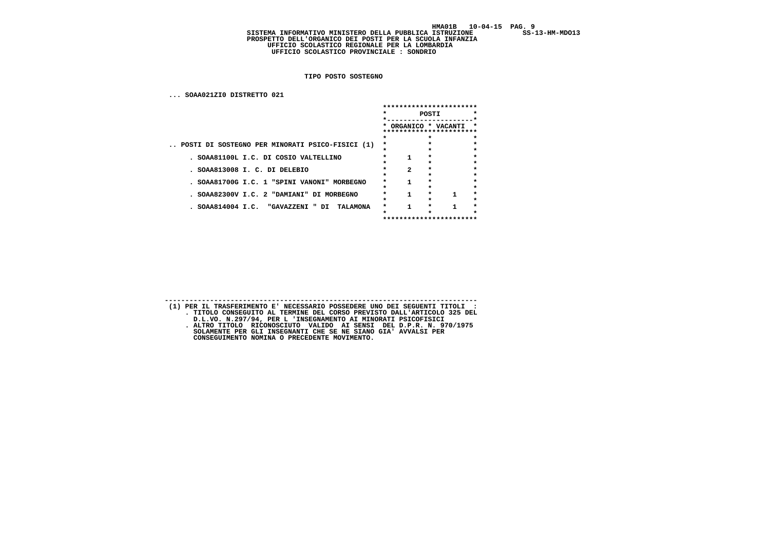SISTEMA INFORMATIVO MINISTERO DELLA PUBBLICA ISTRUZIONE SS-13-HM-MDO13
PROSPETTO DELL'ORGANICO DEI POSTI PER LA SCUOLA INFANZIA
UFFICIO SCOLASTICO REGIONALE PER LA LOMBARDIA
UFFICIO SCOLASTICO PROVINCIALE : SONDRIO

**TIPO POSTO SOSTEGNO**

**... SOAA021ZI0 DISTRETTO 021**

| | POSTI | |
|---|---|---|
| | ORGANICO | VACANTI |
| .. POSTI DI SOSTEGNO PER MINORATI PSICO-FISICI (1) | | |
| . SOAA81100L I.C. DI COSIO VALTELLINO | 1 | |
| . SOAA813008 I. C. DI DELEBIO | 2 | |
| . SOAA81700G I.C. 1 "SPINI VANONI" MORBEGNO | 1 | |
| . SOAA82300V I.C. 2 "DAMIANI" DI MORBEGNO | 1 | 1 |
| . SOAA814004 I.C. "GAVAZZENI " DI TALAMONA | 1 | 1 |

---

(1) PER IL TRASFERIMENTO E' NECESSARIO POSSEDERE UNO DEI SEGUENTI TITOLI :
- TITOLO CONSEGUITO AL TERMINE DEL CORSO PREVISTO DALL'ARTICOLO 325 DEL D.L.VO. N.297/94, PER L 'INSEGNAMENTO AI MINORATI PSICOFISICI
- ALTRO TITOLO RICONOSCIUTO VALIDO AI SENSI DEL D.P.R. N. 970/1975 SOLAMENTE PER GLI INSEGNANTI CHE SE NE SIANO GIA' AVVALSI PER CONSEGUIMENTO NOMINA O PRECEDENTE MOVIMENTO.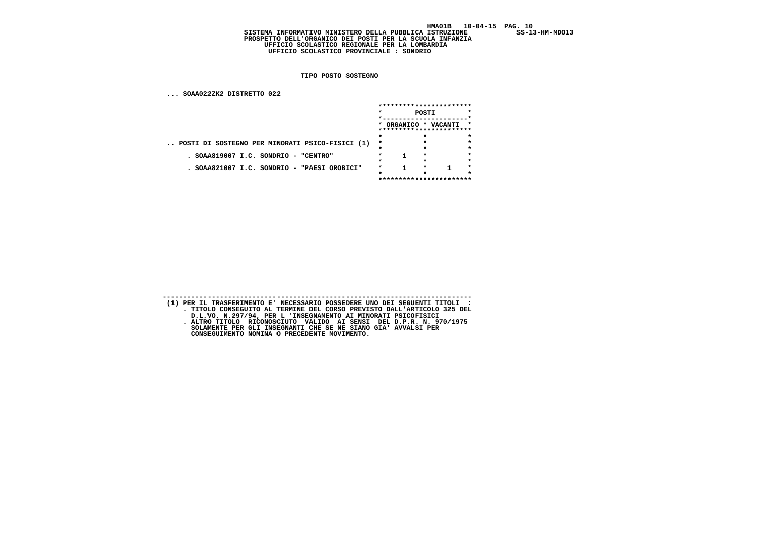SISTEMA INFORMATIVO MINISTERO DELLA PUBBLICA ISTRUZIONE

PROSPETTO DELL'ORGANICO DEI POSTI PER LA SCUOLA INFANZIA

UFFICIO SCOLASTICO REGIONALE PER LA LOMBARDIA

UFFICIO SCOLASTICO PROVINCIALE : SONDRIO

**TIPO POSTO SOSTEGNO**

... SOAA022ZK2 DISTRETTO 022

| | POSTI | |
|---|---|---|
| | ORGANICO | VACANTI |
| .. POSTI DI SOSTEGNO PER MINORATI PSICO-FISICI (1) | | |
| . SOAA819007 I.C. SONDRIO - "CENTRO" | 1 | |
| . SOAA821007 I.C. SONDRIO - "PAESI OROBICI" | 1 | 1 |

---

(1) PER IL TRASFERIMENTO E' NECESSARIO POSSEDERE UNO DEI SEGUENTI TITOLI :
- . TITOLO CONSEGUITO AL TERMINE DEL CORSO PREVISTO DALL'ARTICOLO 325 DEL D.L.VO. N.297/94, PER L 'INSEGNAMENTO AI MINORATI PSICOFISICI
- . ALTRO TITOLO RICONOSCIUTO VALIDO AI SENSI DEL D.P.R. N. 970/1975 SOLAMENTE PER GLI INSEGNANTI CHE SE NE SIANO GIA' AVVALSI PER CONSEGUIMENTO NOMINA O PRECEDENTE MOVIMENTO.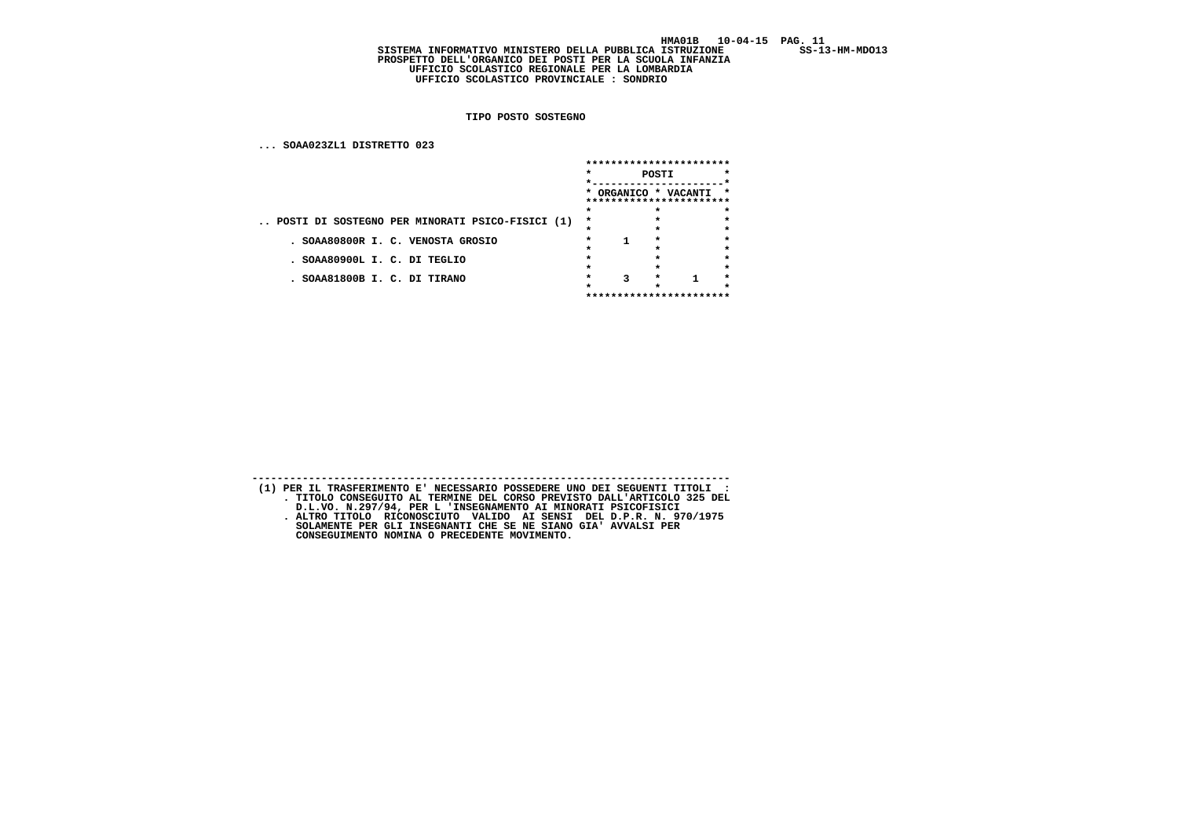SISTEMA INFORMATIVO MINISTERO DELLA PUBBLICA ISTRUZIONE SS-13-HM-MDO13
PROSPETTO DELL'ORGANICO DEI POSTI PER LA SCUOLA INFANZIA
UFFICIO SCOLASTICO REGIONALE PER LA LOMBARDIA
UFFICIO SCOLASTICO PROVINCIALE : SONDRIO

**TIPO POSTO SOSTEGNO**

... SOAA023ZL1 DISTRETTO 023

| | POSTI | |
|---|---|---|
| | ORGANICO | VACANTI |
| .. POSTI DI SOSTEGNO PER MINORATI PSICO-FISICI (1) | | |
| . SOAA80800R I. C. VENOSTA GROSIO | 1 | |
| . SOAA80900L I. C. DI TEGLIO | | |
| . SOAA81800B I. C. DI TIRANO | 3 | 1 |

---

(1) PER IL TRASFERIMENTO E' NECESSARIO POSSEDERE UNO DEI SEGUENTI TITOLI :
- . TITOLO CONSEGUITO AL TERMINE DEL CORSO PREVISTO DALL'ARTICOLO 325 DEL D.L.VO. N.297/94, PER L 'INSEGNAMENTO AI MINORATI PSICOFISICI
- . ALTRO TITOLO RICONOSCIUTO VALIDO AI SENSI DEL D.P.R. N. 970/1975 SOLAMENTE PER GLI INSEGNANTI CHE SE NE SIANO GIA' AVVALSI PER CONSEGUIMENTO NOMINA O PRECEDENTE MOVIMENTO.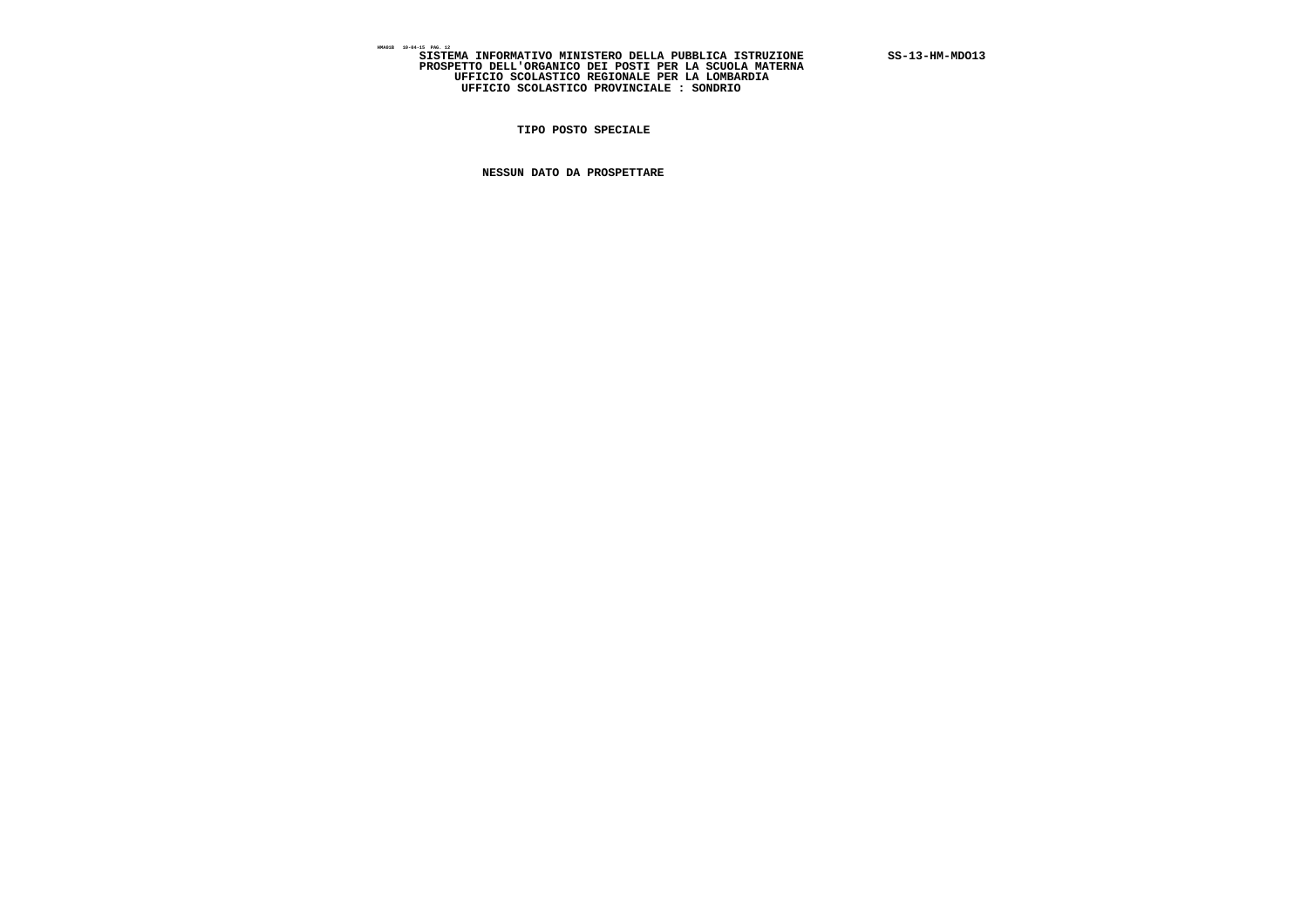**SISTEMA INFORMATIVO MINISTERO DELLA PUBBLICA ISTRUZIONE** **SS-13-HM-MDO13**

**PROSPETTO DELL'ORGANICO DEI POSTI PER LA SCUOLA MATERNA**

**UFFICIO SCOLASTICO REGIONALE PER LA LOMBARDIA**

**UFFICIO SCOLASTICO PROVINCIALE : SONDRIO**

**TIPO POSTO SPECIALE**

**NESSUN DATO DA PROSPETTARE**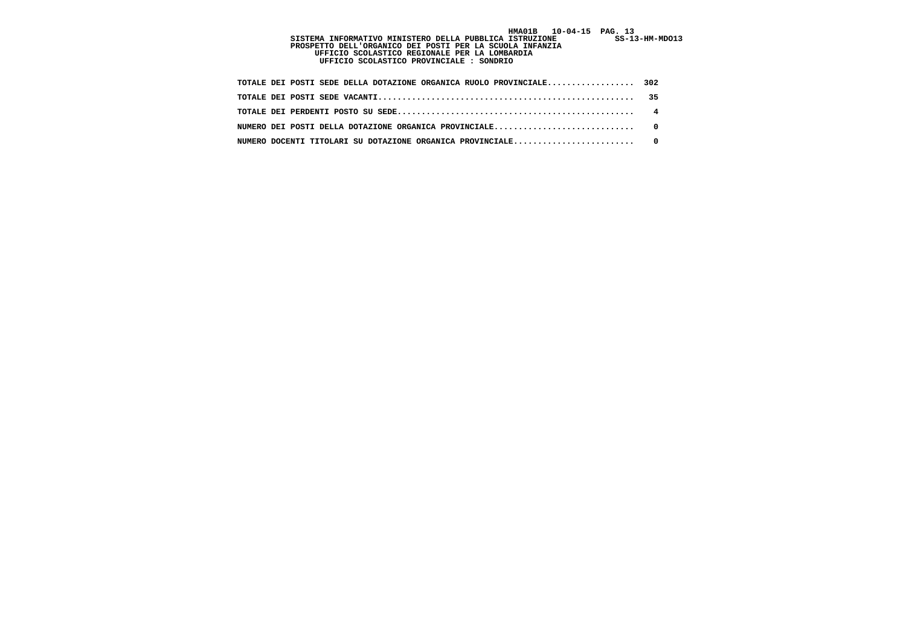SISTEMA INFORMATIVO MINISTERO DELLA PUBBLICA ISTRUZIONE

PROSPETTO DELL'ORGANICO DEI POSTI PER LA SCUOLA INFANZIA

UFFICIO SCOLASTICO REGIONALE PER LA LOMBARDIA

UFFICIO SCOLASTICO PROVINCIALE : SONDRIO

| | |
|---|---|
| TOTALE DEI POSTI SEDE DELLA DOTAZIONE ORGANICA RUOLO PROVINCIALE.................. | 302 |
| TOTALE DEI POSTI SEDE VACANTI.................................................... | 35 |
| TOTALE DEI PERDENTI POSTO SU SEDE................................................ | 4 |
| NUMERO DEI POSTI DELLA DOTAZIONE ORGANICA PROVINCIALE............................ | 0 |
| NUMERO DOCENTI TITOLARI SU DOTAZIONE ORGANICA PROVINCIALE........................ | 0 |